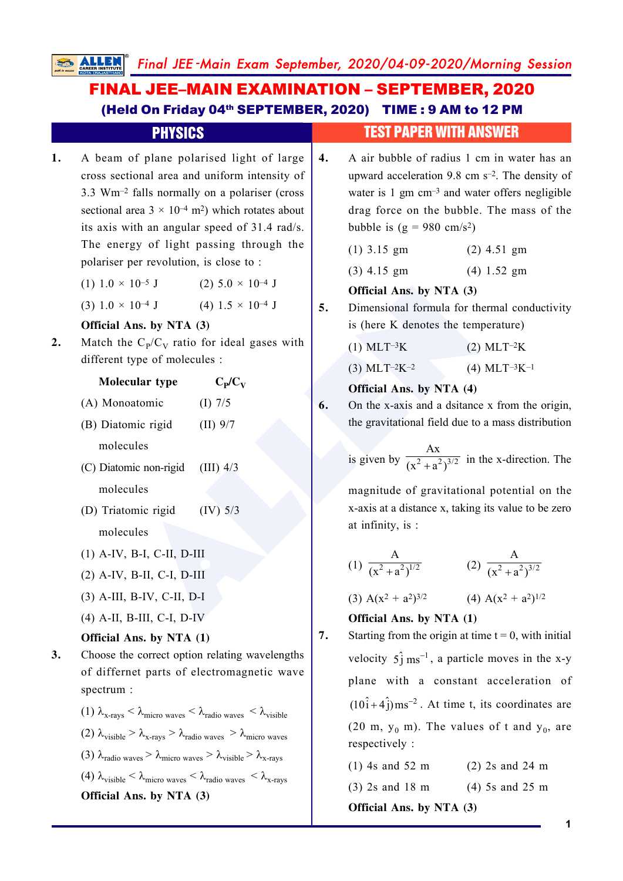# FINAL JEE–MAIN EXAMINATION – SEPTEMBER, 2020

**(Held On Friday 04th SEPTEMBER, 2020) TIME : 9 AM to 12 PM**

## PHYSICS — TEST PAPER WITH ANSWER

**1.** A beam of plane polarised light of large cross sectional area and uniform intensity of 3.3 $Wm^{-2}$ falls normally on a polariser (cross sectional area $3 \times 10^{-4}$ $m^2$) which rotates about its axis with an angular speed of 31.4 rad/s. The energy of light passing through the polariser per revolution, is close to :

(1) $1.0 \times 10^{-5}$ J  (2) $5.0 \times 10^{-4}$ J

(3) $1.0 \times 10^{-4}$ J  (4) $1.5 \times 10^{-4}$ J

**Official Ans. by NTA (3)**

**2.** Match the $C_P/C_V$ ratio for ideal gases with different type of molecules :

| Molecular type | $C_P/C_V$ |
|---|---|
| (A) Monoatomic | (I) 7/5 |
| (B) Diatomic rigid molecules | (II) 9/7 |
| (C) Diatomic non-rigid molecules | (III) 4/3 |
| (D) Triatomic rigid molecules | (IV) 5/3 |

(1) A-IV, B-I, C-II, D-III

(2) A-IV, B-II, C-I, D-III

(3) A-III, B-IV, C-II, D-I

(4) A-II, B-III, C-I, D-IV

**Official Ans. by NTA (1)**

**3.** Choose the correct option relating wavelengths of differnet parts of electromagnetic wave spectrum :

(1) $\lambda_{\text{x-rays}} < \lambda_{\text{micro waves}} < \lambda_{\text{radio waves}} < \lambda_{\text{visible}}$

(2) $\lambda_{\text{visible}} > \lambda_{\text{x-rays}} > \lambda_{\text{radio waves}} > \lambda_{\text{micro waves}}$

(3) $\lambda_{\text{radio waves}} > \lambda_{\text{micro waves}} > \lambda_{\text{visible}} > \lambda_{\text{x-rays}}$

(4) $\lambda_{\text{visible}} < \lambda_{\text{micro waves}} < \lambda_{\text{radio waves}} < \lambda_{\text{x-rays}}$

**Official Ans. by NTA (3)**

**4.** A air bubble of radius 1 cm in water has an upward acceleration 9.8 cm $s^{-2}$. The density of water is 1 gm $cm^{-3}$ and water offers negligible drag force on the bubble. The mass of the bubble is (g = 980 cm/$s^2$)

(1) 3.15 gm  (2) 4.51 gm

(3) 4.15 gm  (4) 1.52 gm

**Official Ans. by NTA (3)**

**5.** Dimensional formula for thermal conductivity is (here K denotes the temperature)

(1) $MLT^{-3}K$  (2) $MLT^{-2}K$

(3) $MLT^{-2}K^{-2}$  (4) $MLT^{-3}K^{-1}$

**Official Ans. by NTA (4)**

**6.** On the x-axis and a dsitance x from the origin, the gravitational field due to a mass distribution is given by $\dfrac{Ax}{(x^2+a^2)^{3/2}}$ in the x-direction. The magnitude of gravitational potential on the x-axis at a distance x, taking its value to be zero at infinity, is :

(1) $\dfrac{A}{(x^2+a^2)^{1/2}}$  (2) $\dfrac{A}{(x^2+a^2)^{3/2}}$

(3) $A(x^2 + a^2)^{3/2}$  (4) $A(x^2 + a^2)^{1/2}$

**Official Ans. by NTA (1)**

**7.** Starting from the origin at time t = 0, with initial velocity $5\hat{j}\ ms^{-1}$, a particle moves in the x-y plane with a constant acceleration of $(10\hat{i}+4\hat{j})ms^{-2}$. At time t, its coordinates are (20 m, $y_0$ m). The values of t and $y_0$, are respectively :

(1) 4s and 52 m  (2) 2s and 24 m

(3) 2s and 18 m  (4) 5s and 25 m

**Official Ans. by NTA (3)**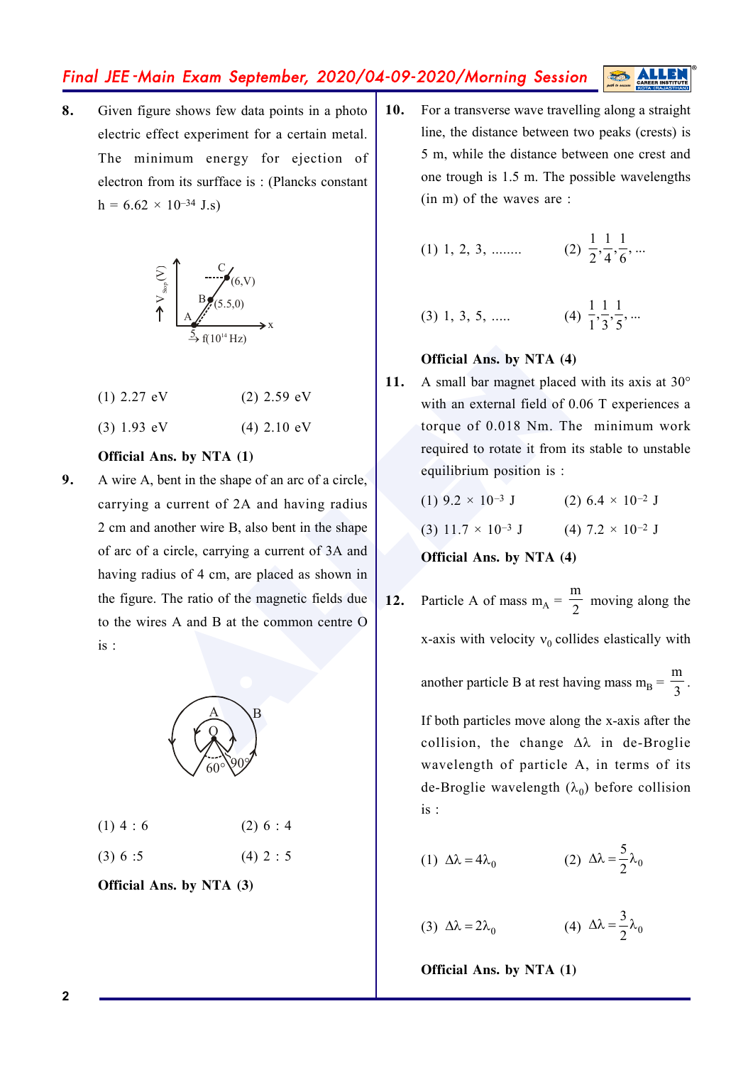**8.** Given figure shows few data points in a photo electric effect experiment for a certain metal. The minimum energy for ejection of electron from its surfface is : (Plancks constant $h = 6.62 \times 10^{-34}$ J.s)

(1) 2.27 eV (2) 2.59 eV

(3) 1.93 eV (4) 2.10 eV

**Official Ans. by NTA (1)**

**9.** A wire A, bent in the shape of an arc of a circle, carrying a current of 2A and having radius 2 cm and another wire B, also bent in the shape of arc of a circle, carrying a current of 3A and having radius of 4 cm, are placed as shown in the figure. The ratio of the magnetic fields due to the wires A and B at the common centre O is :

(1) 4 : 6 (2) 6 : 4

(3) 6 :5 (4) 2 : 5

**Official Ans. by NTA (3)**

**10.** For a transverse wave travelling along a straight line, the distance between two peaks (crests) is 5 m, while the distance between one crest and one trough is 1.5 m. The possible wavelengths (in m) of the waves are :

(1) 1, 2, 3, ........ (2) $\frac{1}{2}, \frac{1}{4}, \frac{1}{6}, ...$

(3) 1, 3, 5, ..... (4) $\frac{1}{1}, \frac{1}{3}, \frac{1}{5}, ...$

**Official Ans. by NTA (4)**

**11.** A small bar magnet placed with its axis at 30° with an external field of 0.06 T experiences a torque of 0.018 Nm. The minimum work required to rotate it from its stable to unstable equilibrium position is :

(1) $9.2 \times 10^{-3}$ J (2) $6.4 \times 10^{-2}$ J

(3) $11.7 \times 10^{-3}$ J (4) $7.2 \times 10^{-2}$ J

**Official Ans. by NTA (4)**

**12.** Particle A of mass $m_A = \frac{m}{2}$ moving along the x-axis with velocity $v_0$ collides elastically with another particle B at rest having mass $m_B = \frac{m}{3}$.

If both particles move along the x-axis after the collision, the change $\Delta\lambda$ in de-Broglie wavelength of particle A, in terms of its de-Broglie wavelength ($\lambda_0$) before collision is :

(1) $\Delta\lambda = 4\lambda_0$ (2) $\Delta\lambda = \frac{5}{2}\lambda_0$

(3) $\Delta\lambda = 2\lambda_0$ (4) $\Delta\lambda = \frac{3}{2}\lambda_0$

**Official Ans. by NTA (1)**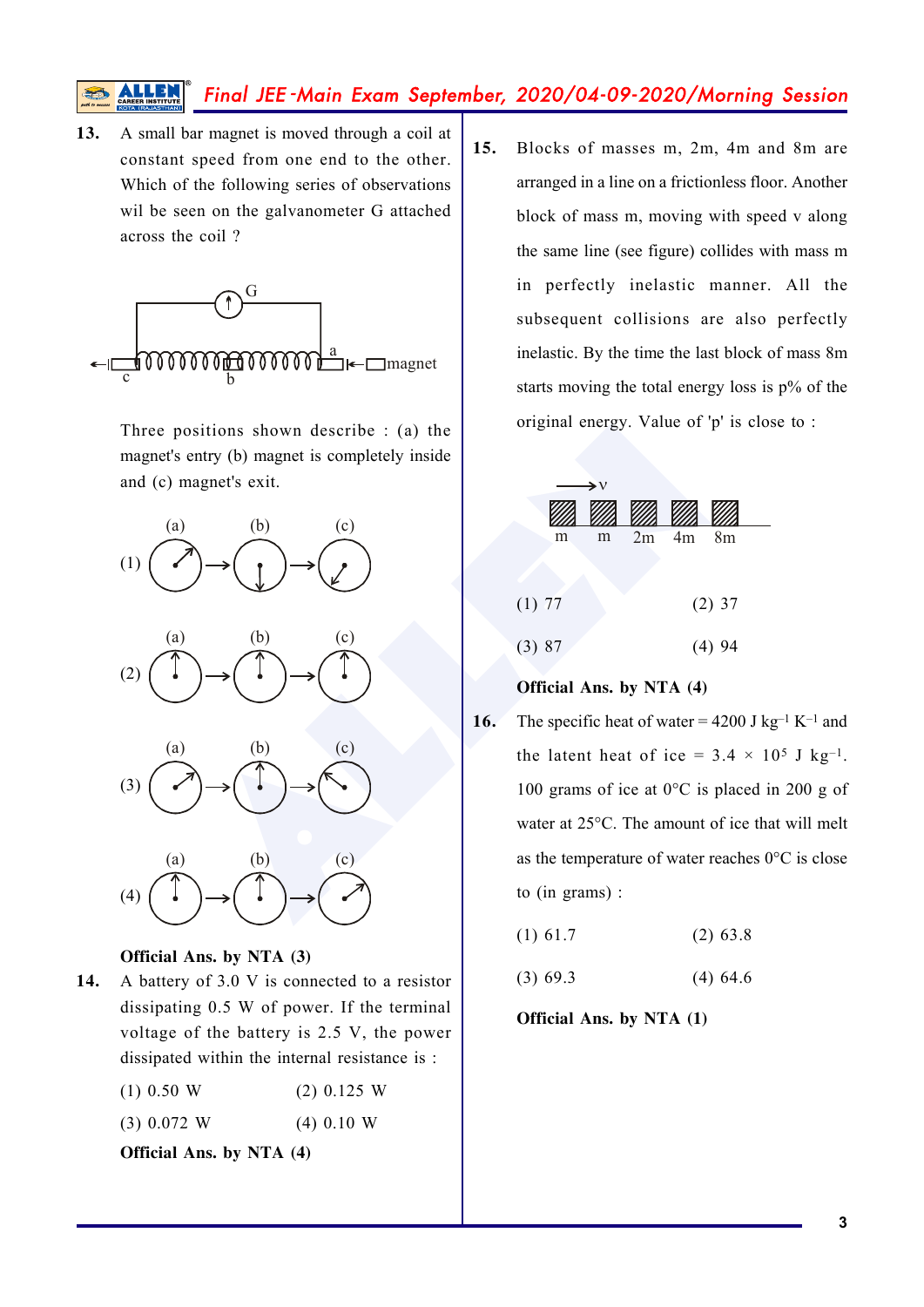**13.** A small bar magnet is moved through a coil at constant speed from one end to the other. Which of the following series of observations wil be seen on the galvanometer G attached across the coil ?

Three positions shown describe : (a) the magnet's entry (b) magnet is completely inside and (c) magnet's exit.

(1) (a) → (b) → (c)

(2) (a) → (b) → (c)

(3) (a) → (b) → (c)

(4) (a) → (b) → (c)

**Official Ans. by NTA (3)**

**14.** A battery of 3.0 V is connected to a resistor dissipating 0.5 W of power. If the terminal voltage of the battery is 2.5 V, the power dissipated within the internal resistance is :

(1) 0.50 W (2) 0.125 W

(3) 0.072 W (4) 0.10 W

**Official Ans. by NTA (4)**

**15.** Blocks of masses m, 2m, 4m and 8m are arranged in a line on a frictionless floor. Another block of mass m, moving with speed v along the same line (see figure) collides with mass m in perfectly inelastic manner. All the subsequent collisions are also perfectly inelastic. By the time the last block of mass 8m starts moving the total energy loss is p% of the original energy. Value of 'p' is close to :

(1) 77 (2) 37

(3) 87 (4) 94

**Official Ans. by NTA (4)**

**16.** The specific heat of water = 4200 J $kg^{-1}$ $K^{-1}$ and the latent heat of ice = $3.4 \times 10^5$ J $kg^{-1}$. 100 grams of ice at 0°C is placed in 200 g of water at 25°C. The amount of ice that will melt as the temperature of water reaches 0°C is close to (in grams) :

(1) 61.7 (2) 63.8

(3) 69.3 (4) 64.6

**Official Ans. by NTA (1)**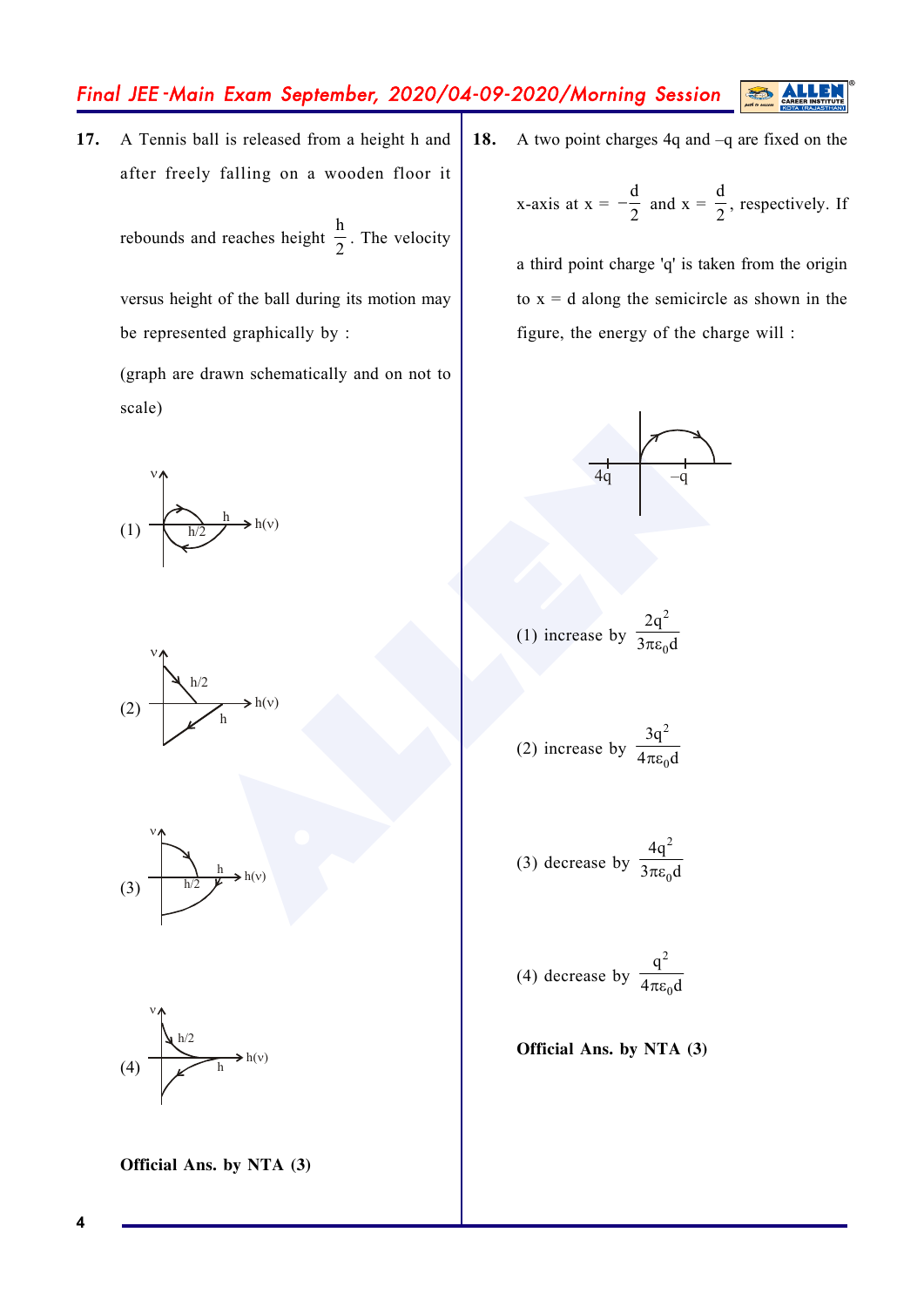**17.** A Tennis ball is released from a height h and after freely falling on a wooden floor it rebounds and reaches height $\frac{h}{2}$. The velocity versus height of the ball during its motion may be represented graphically by :

(graph are drawn schematically and on not to scale)

(1)

(2)

(3)

(4)

**Official Ans. by NTA (3)**

**18.** A two point charges 4q and –q are fixed on the x-axis at $x = -\frac{d}{2}$ and $x = \frac{d}{2}$, respectively. If a third point charge 'q' is taken from the origin to x = d along the semicircle as shown in the figure, the energy of the charge will :

(1) increase by $\frac{2q^2}{3\pi\varepsilon_0 d}$

(2) increase by $\frac{3q^2}{4\pi\varepsilon_0 d}$

(3) decrease by $\frac{4q^2}{3\pi\varepsilon_0 d}$

(4) decrease by $\frac{q^2}{4\pi\varepsilon_0 d}$

**Official Ans. by NTA (3)**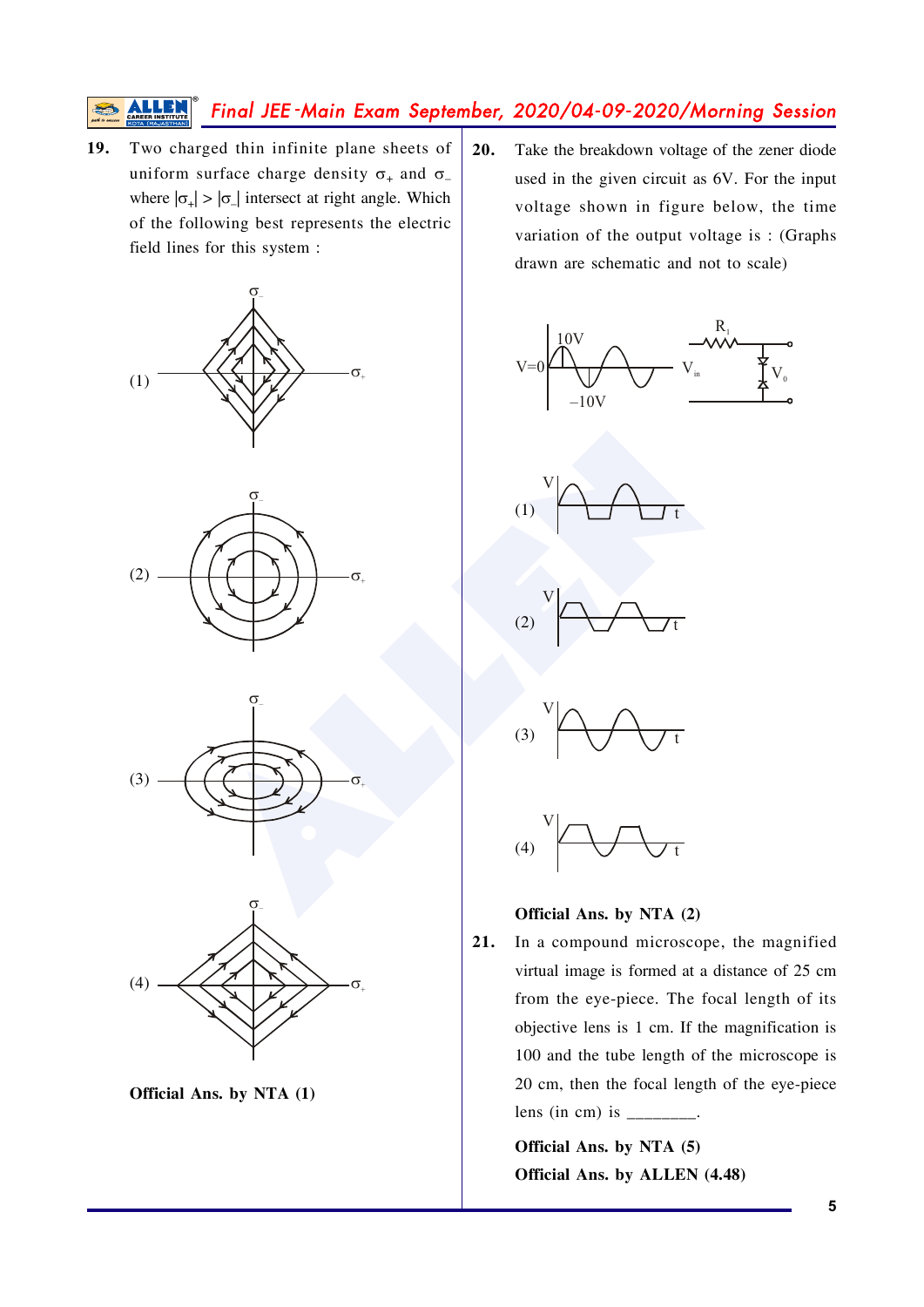**19.** Two charged thin infinite plane sheets of uniform surface charge density $\sigma_+$ and $\sigma_-$ where $|\sigma_+| > |\sigma_-|$ intersect at right angle. Which of the following best represents the electric field lines for this system :

(1)

(2)

(3)

(4)

**Official Ans. by NTA (1)**

**20.** Take the breakdown voltage of the zener diode used in the given circuit as 6V. For the input voltage shown in figure below, the time variation of the output voltage is : (Graphs drawn are schematic and not to scale)

(1)

(2)

(3)

(4)

**Official Ans. by NTA (2)**

**21.** In a compound microscope, the magnified virtual image is formed at a distance of 25 cm from the eye-piece. The focal length of its objective lens is 1 cm. If the magnification is 100 and the tube length of the microscope is 20 cm, then the focal length of the eye-piece lens (in cm) is ________.

**Official Ans. by NTA (5)**

**Official Ans. by ALLEN (4.48)**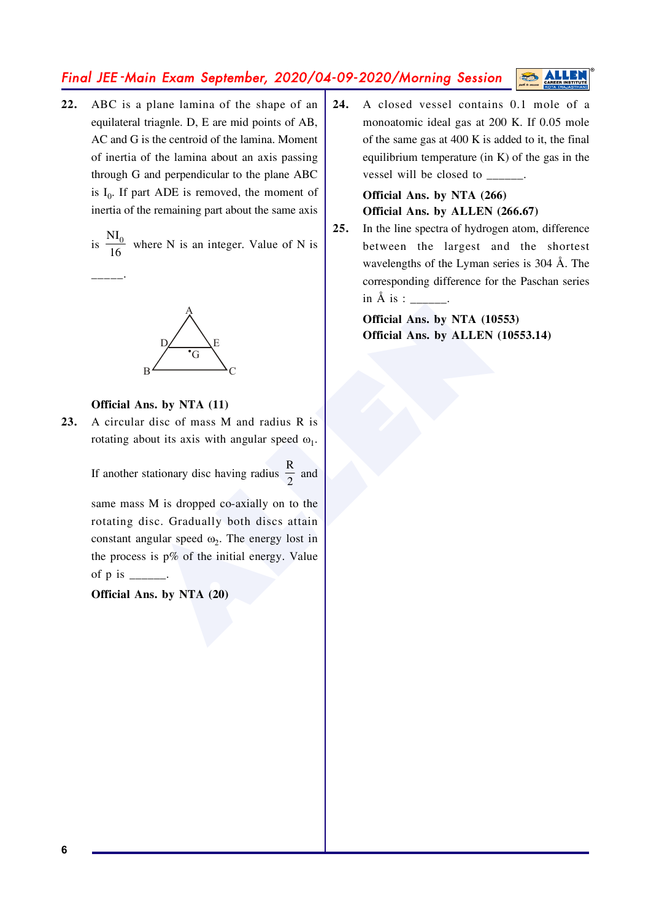**22.** ABC is a plane lamina of the shape of an equilateral triagnle. D, E are mid points of AB, AC and G is the centroid of the lamina. Moment of inertia of the lamina about an axis passing through G and perpendicular to the plane ABC is $I_0$. If part ADE is removed, the moment of inertia of the remaining part about the same axis is $\frac{NI_0}{16}$ where N is an integer. Value of N is _____.

A

D E

G

B C

**Official Ans. by NTA (11)**

**23.** A circular disc of mass M and radius R is rotating about its axis with angular speed $\omega_1$. If another stationary disc having radius $\frac{R}{2}$ and same mass M is dropped co-axially on to the rotating disc. Gradually both discs attain constant angular speed $\omega_2$. The energy lost in the process is p% of the initial energy. Value of p is ______.

**Official Ans. by NTA (20)**

**24.** A closed vessel contains 0.1 mole of a monoatomic ideal gas at 200 K. If 0.05 mole of the same gas at 400 K is added to it, the final equilibrium temperature (in K) of the gas in the vessel will be closed to ______.

**Official Ans. by NTA (266)**
**Official Ans. by ALLEN (266.67)**

**25.** In the line spectra of hydrogen atom, difference between the largest and the shortest wavelengths of the Lyman series is 304 Å. The corresponding difference for the Paschan series in Å is : ______.

**Official Ans. by NTA (10553)**
**Official Ans. by ALLEN (10553.14)**